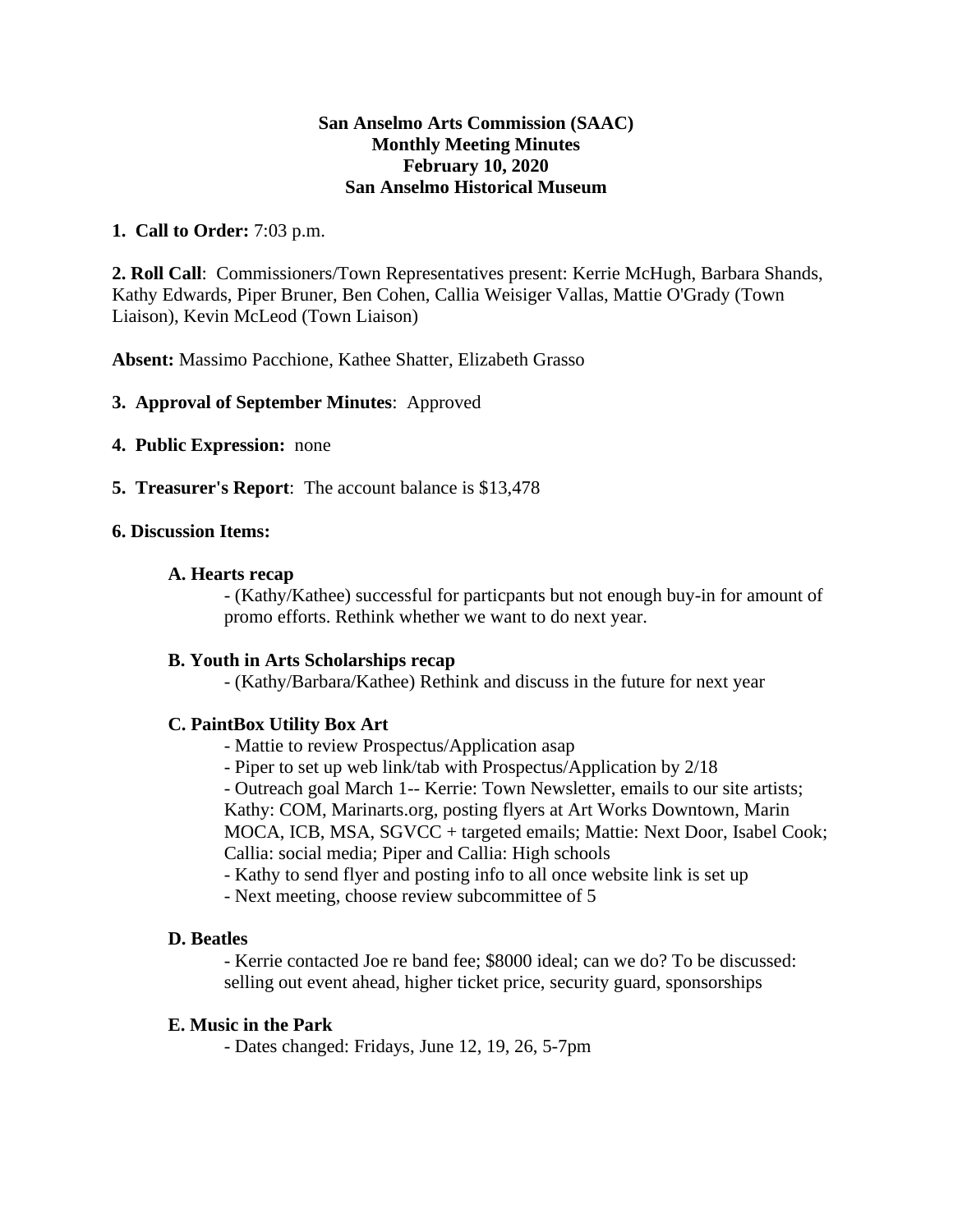**San Anselmo Arts Commission (SAAC)**
**Monthly Meeting Minutes**
**February 10, 2020**
**San Anselmo Historical Museum**

**1. Call to Order:** 7:03 p.m.

**2. Roll Call**: Commissioners/Town Representatives present: Kerrie McHugh, Barbara Shands, Kathy Edwards, Piper Bruner, Ben Cohen, Callia Weisiger Vallas, Mattie O'Grady (Town Liaison), Kevin McLeod (Town Liaison)

**Absent:** Massimo Pacchione, Kathee Shatter, Elizabeth Grasso

**3. Approval of September Minutes**: Approved

**4. Public Expression:** none

**5. Treasurer's Report**: The account balance is $13,478

**6. Discussion Items:**

**A. Hearts recap**

- (Kathy/Kathee) successful for particpants but not enough buy-in for amount of promo efforts. Rethink whether we want to do next year.

**B. Youth in Arts Scholarships recap**

- (Kathy/Barbara/Kathee) Rethink and discuss in the future for next year

**C. PaintBox Utility Box Art**

- Mattie to review Prospectus/Application asap
- Piper to set up web link/tab with Prospectus/Application by 2/18
- Outreach goal March 1-- Kerrie: Town Newsletter, emails to our site artists; Kathy: COM, Marinarts.org, posting flyers at Art Works Downtown, Marin MOCA, ICB, MSA, SGVCC + targeted emails; Mattie: Next Door, Isabel Cook; Callia: social media; Piper and Callia: High schools
- Kathy to send flyer and posting info to all once website link is set up
- Next meeting, choose review subcommittee of 5

**D. Beatles**

- Kerrie contacted Joe re band fee; $8000 ideal; can we do? To be discussed: selling out event ahead, higher ticket price, security guard, sponsorships

**E. Music in the Park**

- Dates changed: Fridays, June 12, 19, 26, 5-7pm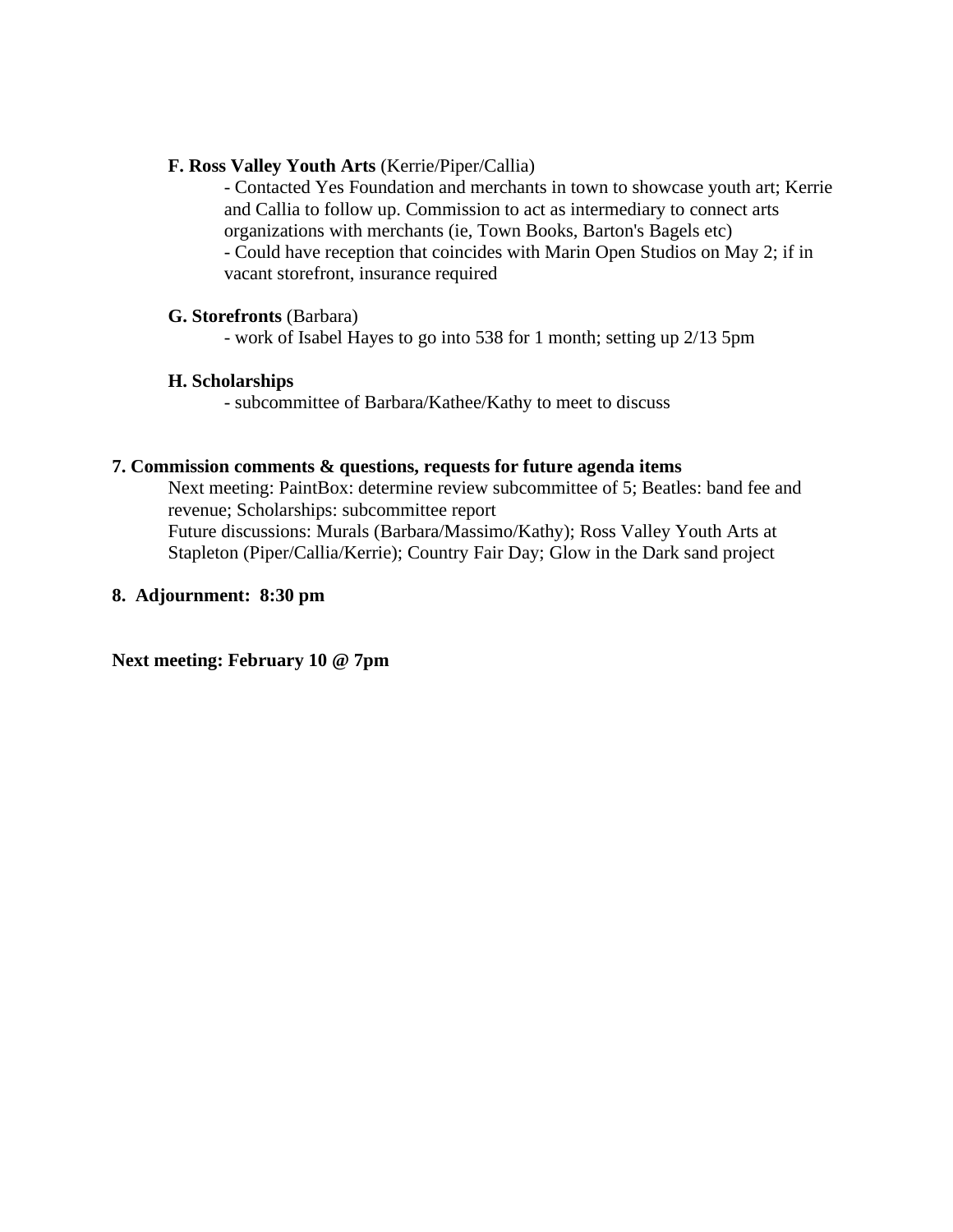**F. Ross Valley Youth Arts** (Kerrie/Piper/Callia)

- Contacted Yes Foundation and merchants in town to showcase youth art; Kerrie and Callia to follow up. Commission to act as intermediary to connect arts organizations with merchants (ie, Town Books, Barton's Bagels etc)
- Could have reception that coincides with Marin Open Studios on May 2; if in vacant storefront, insurance required

**G. Storefronts** (Barbara)

- work of Isabel Hayes to go into 538 for 1 month; setting up 2/13 5pm

**H. Scholarships**

- subcommittee of Barbara/Kathee/Kathy to meet to discuss

**7. Commission comments & questions, requests for future agenda items**

Next meeting: PaintBox: determine review subcommittee of 5; Beatles: band fee and revenue; Scholarships: subcommittee report

Future discussions: Murals (Barbara/Massimo/Kathy); Ross Valley Youth Arts at Stapleton (Piper/Callia/Kerrie); Country Fair Day; Glow in the Dark sand project

**8. Adjournment: 8:30 pm**

**Next meeting: February 10 @ 7pm**